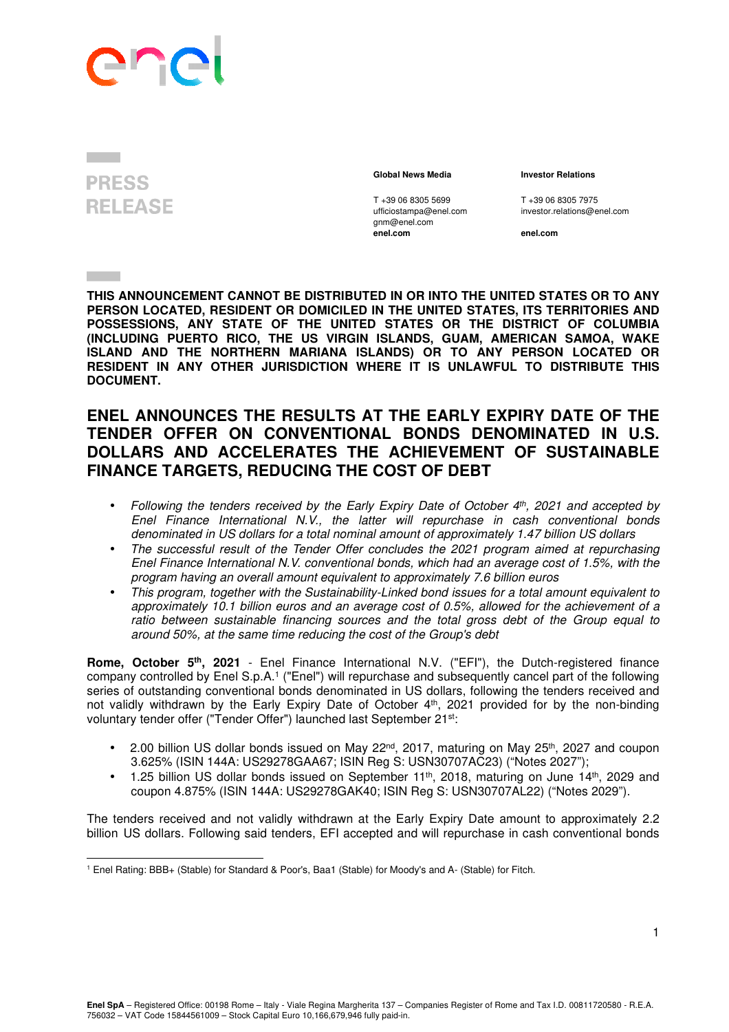PRESS RELEASE

**Global News Media**

T +39 06 8305 5699
ufficiostampa@enel.com
gnm@enel.com
**enel.com**

**Investor Relations**

T +39 06 8305 7975
investor.relations@enel.com
**enel.com**

**THIS ANNOUNCEMENT CANNOT BE DISTRIBUTED IN OR INTO THE UNITED STATES OR TO ANY PERSON LOCATED, RESIDENT OR DOMICILED IN THE UNITED STATES, ITS TERRITORIES AND POSSESSIONS, ANY STATE OF THE UNITED STATES OR THE DISTRICT OF COLUMBIA (INCLUDING PUERTO RICO, THE US VIRGIN ISLANDS, GUAM, AMERICAN SAMOA, WAKE ISLAND AND THE NORTHERN MARIANA ISLANDS) OR TO ANY PERSON LOCATED OR RESIDENT IN ANY OTHER JURISDICTION WHERE IT IS UNLAWFUL TO DISTRIBUTE THIS DOCUMENT.**

# ENEL ANNOUNCES THE RESULTS AT THE EARLY EXPIRY DATE OF THE TENDER OFFER ON CONVENTIONAL BONDS DENOMINATED IN U.S. DOLLARS AND ACCELERATES THE ACHIEVEMENT OF SUSTAINABLE FINANCE TARGETS, REDUCING THE COST OF DEBT

- *Following the tenders received by the Early Expiry Date of October 4th, 2021 and accepted by Enel Finance International N.V., the latter will repurchase in cash conventional bonds denominated in US dollars for a total nominal amount of approximately 1.47 billion US dollars*
- *The successful result of the Tender Offer concludes the 2021 program aimed at repurchasing Enel Finance International N.V. conventional bonds, which had an average cost of 1.5%, with the program having an overall amount equivalent to approximately 7.6 billion euros*
- *This program, together with the Sustainability-Linked bond issues for a total amount equivalent to approximately 10.1 billion euros and an average cost of 0.5%, allowed for the achievement of a ratio between sustainable financing sources and the total gross debt of the Group equal to around 50%, at the same time reducing the cost of the Group's debt*

**Rome, October 5th, 2021** - Enel Finance International N.V. ("EFI"), the Dutch-registered finance company controlled by Enel S.p.A.[1] ("Enel") will repurchase and subsequently cancel part of the following series of outstanding conventional bonds denominated in US dollars, following the tenders received and not validly withdrawn by the Early Expiry Date of October 4th, 2021 provided for by the non-binding voluntary tender offer ("Tender Offer") launched last September 21st:

- 2.00 billion US dollar bonds issued on May 22nd, 2017, maturing on May 25th, 2027 and coupon 3.625% (ISIN 144A: US29278GAA67; ISIN Reg S: USN30707AC23) ("Notes 2027");
- 1.25 billion US dollar bonds issued on September 11th, 2018, maturing on June 14th, 2029 and coupon 4.875% (ISIN 144A: US29278GAK40; ISIN Reg S: USN30707AL22) ("Notes 2029").

The tenders received and not validly withdrawn at the Early Expiry Date amount to approximately 2.2 billion US dollars. Following said tenders, EFI accepted and will repurchase in cash conventional bonds

[1] Enel Rating: BBB+ (Stable) for Standard & Poor's, Baa1 (Stable) for Moody's and A- (Stable) for Fitch.

**Enel SpA** – Registered Office: 00198 Rome – Italy - Viale Regina Margherita 137 – Companies Register of Rome and Tax I.D. 00811720580 - R.E.A. 756032 – VAT Code 15844561009 – Stock Capital Euro 10,166,679,946 fully paid-in.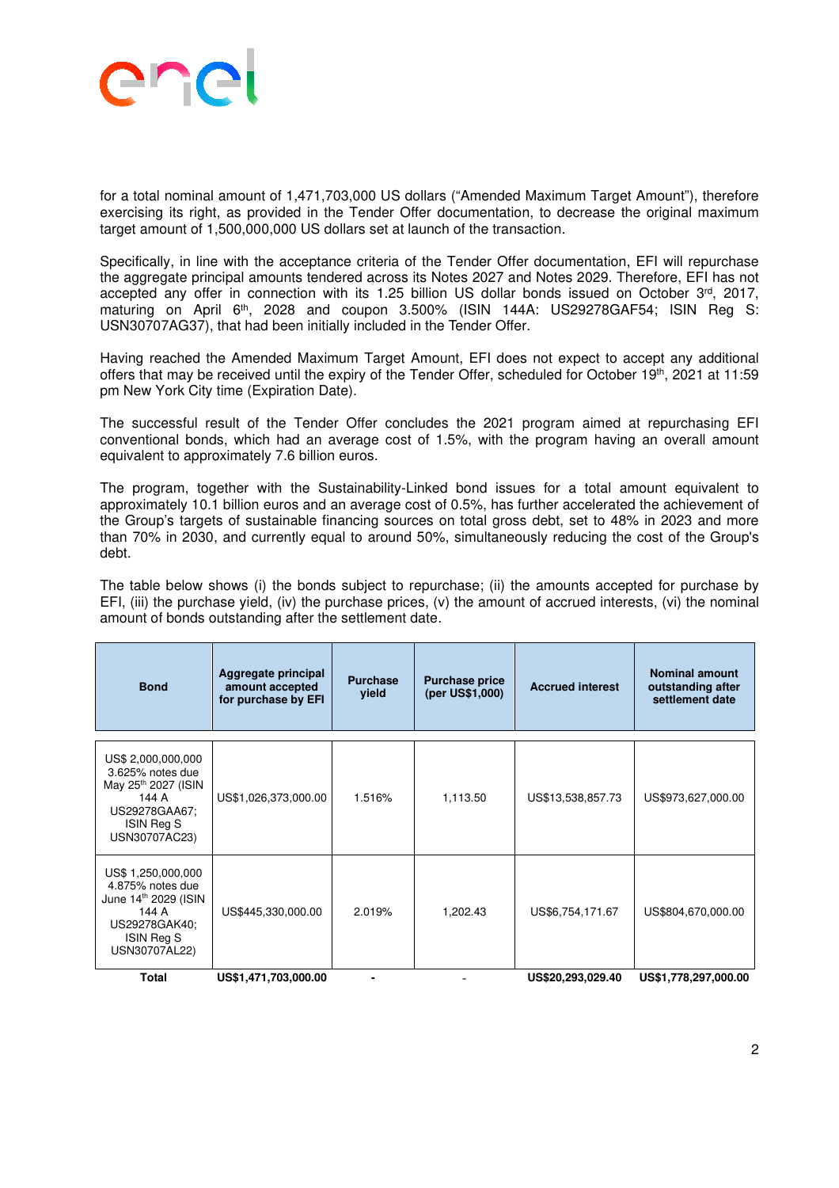for a total nominal amount of 1,471,703,000 US dollars ("Amended Maximum Target Amount"), therefore exercising its right, as provided in the Tender Offer documentation, to decrease the original maximum target amount of 1,500,000,000 US dollars set at launch of the transaction.

Specifically, in line with the acceptance criteria of the Tender Offer documentation, EFI will repurchase the aggregate principal amounts tendered across its Notes 2027 and Notes 2029. Therefore, EFI has not accepted any offer in connection with its 1.25 billion US dollar bonds issued on October 3rd, 2017, maturing on April 6th, 2028 and coupon 3.500% (ISIN 144A: US29278GAF54; ISIN Reg S: USN30707AG37), that had been initially included in the Tender Offer.

Having reached the Amended Maximum Target Amount, EFI does not expect to accept any additional offers that may be received until the expiry of the Tender Offer, scheduled for October 19th, 2021 at 11:59 pm New York City time (Expiration Date).

The successful result of the Tender Offer concludes the 2021 program aimed at repurchasing EFI conventional bonds, which had an average cost of 1.5%, with the program having an overall amount equivalent to approximately 7.6 billion euros.

The program, together with the Sustainability-Linked bond issues for a total amount equivalent to approximately 10.1 billion euros and an average cost of 0.5%, has further accelerated the achievement of the Group's targets of sustainable financing sources on total gross debt, set to 48% in 2023 and more than 70% in 2030, and currently equal to around 50%, simultaneously reducing the cost of the Group's debt.

The table below shows (i) the bonds subject to repurchase; (ii) the amounts accepted for purchase by EFI, (iii) the purchase yield, (iv) the purchase prices, (v) the amount of accrued interests, (vi) the nominal amount of bonds outstanding after the settlement date.

| Bond | Aggregate principal amount accepted for purchase by EFI | Purchase yield | Purchase price (per US$1,000) | Accrued interest | Nominal amount outstanding after settlement date |
|---|---|---|---|---|---|
| US$ 2,000,000,000 3.625% notes due May 25th 2027 (ISIN 144 A US29278GAA67; ISIN Reg S USN30707AC23) | US$1,026,373,000.00 | 1.516% | 1,113.50 | US$13,538,857.73 | US$973,627,000.00 |
| US$ 1,250,000,000 4.875% notes due June 14th 2029 (ISIN 144 A US29278GAK40; ISIN Reg S USN30707AL22) | US$445,330,000.00 | 2.019% | 1,202.43 | US$6,754,171.67 | US$804,670,000.00 |
| **Total** | **US$1,471,703,000.00** | **-** | - | **US$20,293,029.40** | **US$1,778,297,000.00** |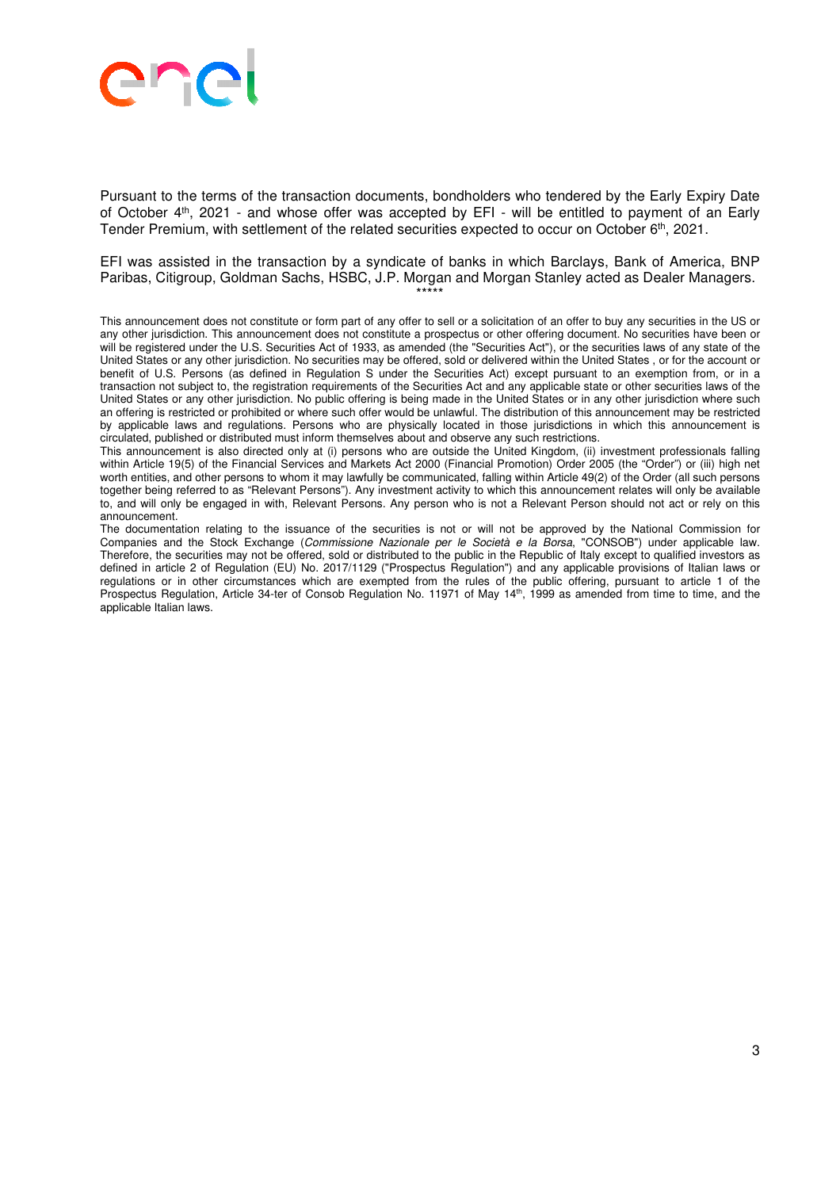Pursuant to the terms of the transaction documents, bondholders who tendered by the Early Expiry Date of October 4th, 2021 - and whose offer was accepted by EFI - will be entitled to payment of an Early Tender Premium, with settlement of the related securities expected to occur on October 6th, 2021.

EFI was assisted in the transaction by a syndicate of banks in which Barclays, Bank of America, BNP Paribas, Citigroup, Goldman Sachs, HSBC, J.P. Morgan and Morgan Stanley acted as Dealer Managers.

*****

This announcement does not constitute or form part of any offer to sell or a solicitation of an offer to buy any securities in the US or any other jurisdiction. This announcement does not constitute a prospectus or other offering document. No securities have been or will be registered under the U.S. Securities Act of 1933, as amended (the "Securities Act"), or the securities laws of any state of the United States or any other jurisdiction. No securities may be offered, sold or delivered within the United States , or for the account or benefit of U.S. Persons (as defined in Regulation S under the Securities Act) except pursuant to an exemption from, or in a transaction not subject to, the registration requirements of the Securities Act and any applicable state or other securities laws of the United States or any other jurisdiction. No public offering is being made in the United States or in any other jurisdiction where such an offering is restricted or prohibited or where such offer would be unlawful. The distribution of this announcement may be restricted by applicable laws and regulations. Persons who are physically located in those jurisdictions in which this announcement is circulated, published or distributed must inform themselves about and observe any such restrictions.

This announcement is also directed only at (i) persons who are outside the United Kingdom, (ii) investment professionals falling within Article 19(5) of the Financial Services and Markets Act 2000 (Financial Promotion) Order 2005 (the "Order") or (iii) high net worth entities, and other persons to whom it may lawfully be communicated, falling within Article 49(2) of the Order (all such persons together being referred to as "Relevant Persons"). Any investment activity to which this announcement relates will only be available to, and will only be engaged in with, Relevant Persons. Any person who is not a Relevant Person should not act or rely on this announcement.

The documentation relating to the issuance of the securities is not or will not be approved by the National Commission for Companies and the Stock Exchange (*Commissione Nazionale per le Società e la Borsa*, "CONSOB") under applicable law. Therefore, the securities may not be offered, sold or distributed to the public in the Republic of Italy except to qualified investors as defined in article 2 of Regulation (EU) No. 2017/1129 ("Prospectus Regulation") and any applicable provisions of Italian laws or regulations or in other circumstances which are exempted from the rules of the public offering, pursuant to article 1 of the Prospectus Regulation, Article 34-ter of Consob Regulation No. 11971 of May 14th, 1999 as amended from time to time, and the applicable Italian laws.